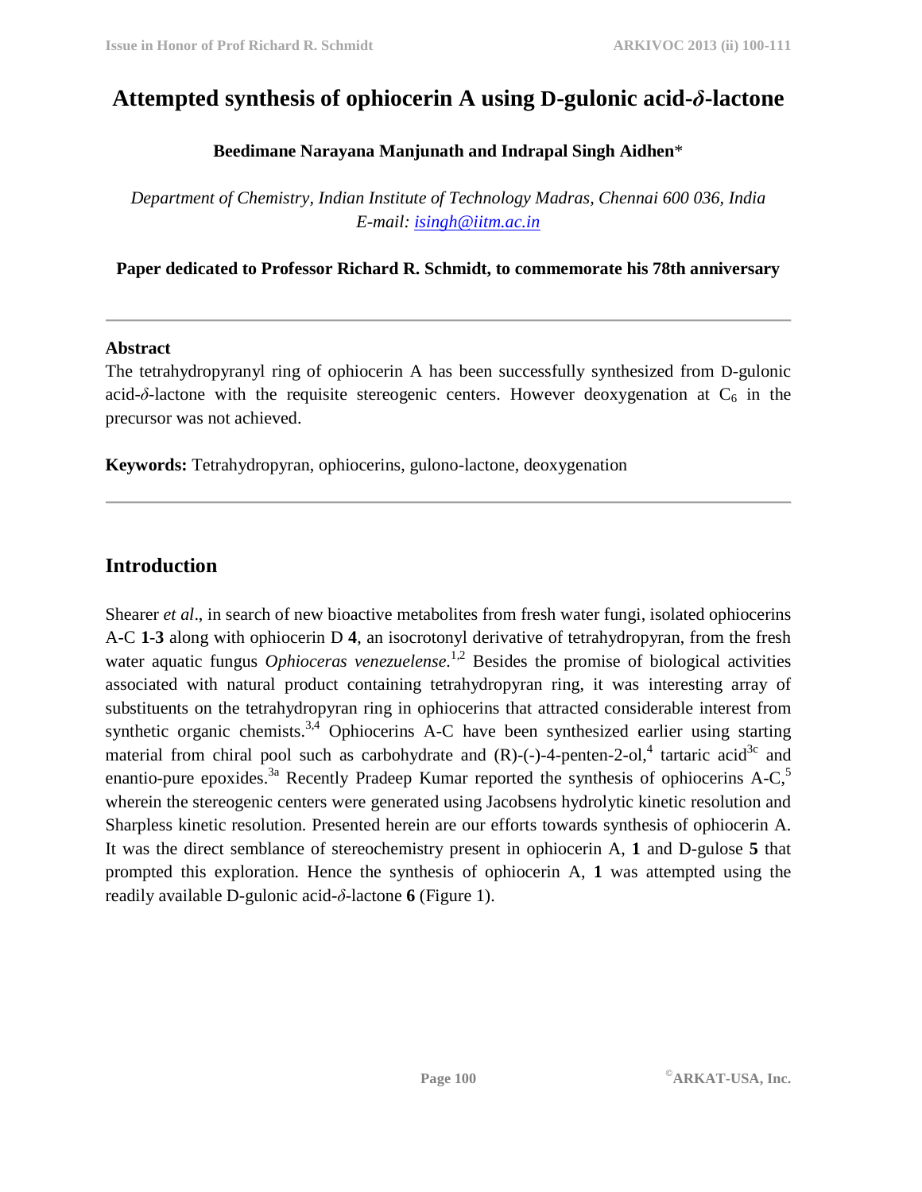# Attempted synthesis of ophiocerin A using D-gulonic acid-*δ*-lactone

**Beedimane Narayana Manjunath and Indrapal Singh Aidhen***

*Department of Chemistry, Indian Institute of Technology Madras, Chennai 600 036, India*
*E-mail: isingh@iitm.ac.in*

**Paper dedicated to Professor Richard R. Schmidt, to commemorate his 78th anniversary**

---

**Abstract**

The tetrahydropyranyl ring of ophiocerin A has been successfully synthesized from D-gulonic acid-*δ*-lactone with the requisite stereogenic centers. However deoxygenation at $C_6$ in the precursor was not achieved.

**Keywords:** Tetrahydropyran, ophiocerins, gulono-lactone, deoxygenation

---

## Introduction

Shearer *et al*., in search of new bioactive metabolites from fresh water fungi, isolated ophiocerins A-C **1**-**3** along with ophiocerin D **4**, an isocrotonyl derivative of tetrahydropyran, from the fresh water aquatic fungus *Ophioceras venezuelense*.[1,2] Besides the promise of biological activities associated with natural product containing tetrahydropyran ring, it was interesting array of substituents on the tetrahydropyran ring in ophiocerins that attracted considerable interest from synthetic organic chemists.[3,4] Ophiocerins A-C have been synthesized earlier using starting material from chiral pool such as carbohydrate and (R)-(-)-4-penten-2-ol,[4] tartaric acid[3c] and enantio-pure epoxides.[3a] Recently Pradeep Kumar reported the synthesis of ophiocerins A-C,[5] wherein the stereogenic centers were generated using Jacobsens hydrolytic kinetic resolution and Sharpless kinetic resolution. Presented herein are our efforts towards synthesis of ophiocerin A. It was the direct semblance of stereochemistry present in ophiocerin A, **1** and D-gulose **5** that prompted this exploration. Hence the synthesis of ophiocerin A, **1** was attempted using the readily available D-gulonic acid-*δ*-lactone **6** (Figure 1).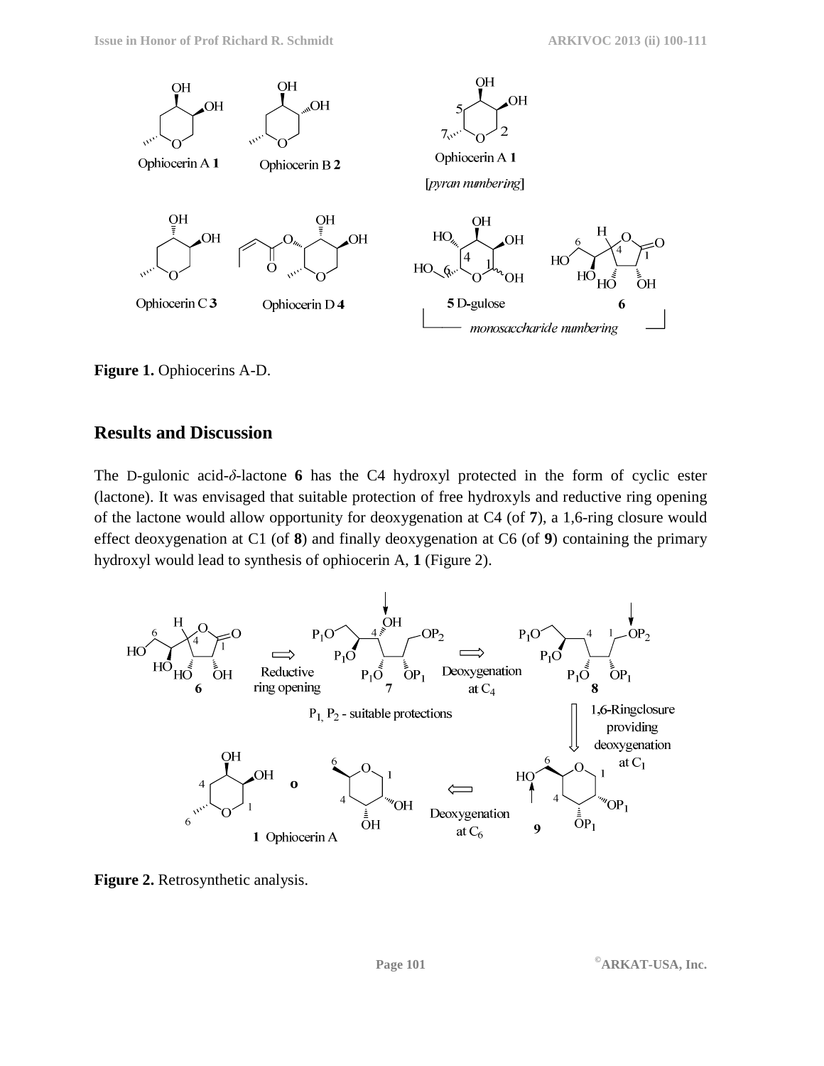Figure 1. Ophiocerins A-D.

## Results and Discussion

The D-gulonic acid-$\delta$-lactone **6** has the C4 hydroxyl protected in the form of cyclic ester (lactone). It was envisaged that suitable protection of free hydroxyls and reductive ring opening of the lactone would allow opportunity for deoxygenation at C4 (of **7**), a 1,6-ring closure would effect deoxygenation at C1 (of **8**) and finally deoxygenation at C6 (of **9**) containing the primary hydroxyl would lead to synthesis of ophiocerin A, **1** (Figure 2).

**Figure 2.** Retrosynthetic analysis.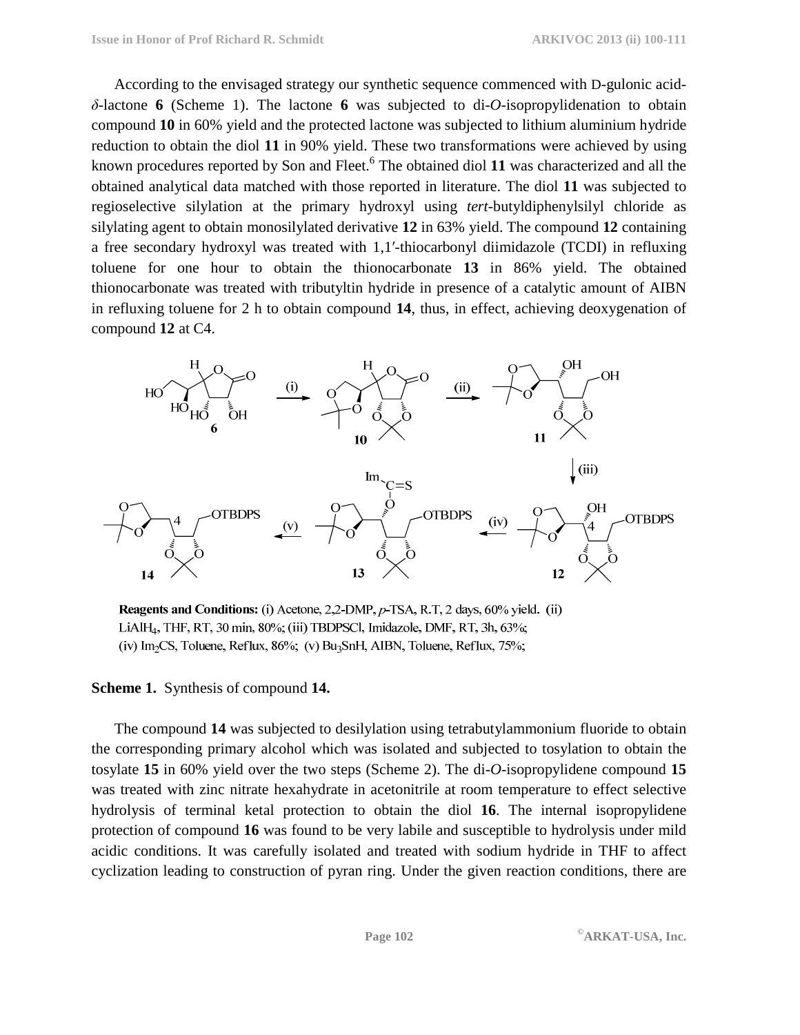According to the envisaged strategy our synthetic sequence commenced with D-gulonic acid-*δ*-lactone **6** (Scheme 1). The lactone **6** was subjected to di-*O*-isopropylidenation to obtain compound **10** in 60% yield and the protected lactone was subjected to lithium aluminium hydride reduction to obtain the diol **11** in 90% yield. These two transformations were achieved by using known procedures reported by Son and Fleet.[6] The obtained diol **11** was characterized and all the obtained analytical data matched with those reported in literature. The diol **11** was subjected to regioselective silylation at the primary hydroxyl using *tert*-butyldiphenylsilyl chloride as silylating agent to obtain monosilylated derivative **12** in 63% yield. The compound **12** containing a free secondary hydroxyl was treated with 1,1′-thiocarbonyl diimidazole (TCDI) in refluxing toluene for one hour to obtain the thionocarbonate **13** in 86% yield. The obtained thionocarbonate was treated with tributyltin hydride in presence of a catalytic amount of AIBN in refluxing toluene for 2 h to obtain compound **14**, thus, in effect, achieving deoxygenation of compound **12** at C4.

**Reagents and Conditions:** (i) Acetone, 2,2-DMP, *p*-TSA, R.T, 2 days, 60% yield. (ii) $LiAlH_4$, THF, RT, 30 min, 80%; (iii) TBDPSCl, Imidazole, DMF, RT, 3h, 63%; (iv) $Im_2CS$, Toluene, Reflux, 86%; (v) $Bu_3SnH$, AIBN, Toluene, Reflux, 75%;

**Scheme 1.** Synthesis of compound **14.**

The compound **14** was subjected to desilylation using tetrabutylammonium fluoride to obtain the corresponding primary alcohol which was isolated and subjected to tosylation to obtain the tosylate **15** in 60% yield over the two steps (Scheme 2). The di-*O*-isopropylidene compound **15** was treated with zinc nitrate hexahydrate in acetonitrile at room temperature to effect selective hydrolysis of terminal ketal protection to obtain the diol **16**. The internal isopropylidene protection of compound **16** was found to be very labile and susceptible to hydrolysis under mild acidic conditions. It was carefully isolated and treated with sodium hydride in THF to affect cyclization leading to construction of pyran ring. Under the given reaction conditions, there are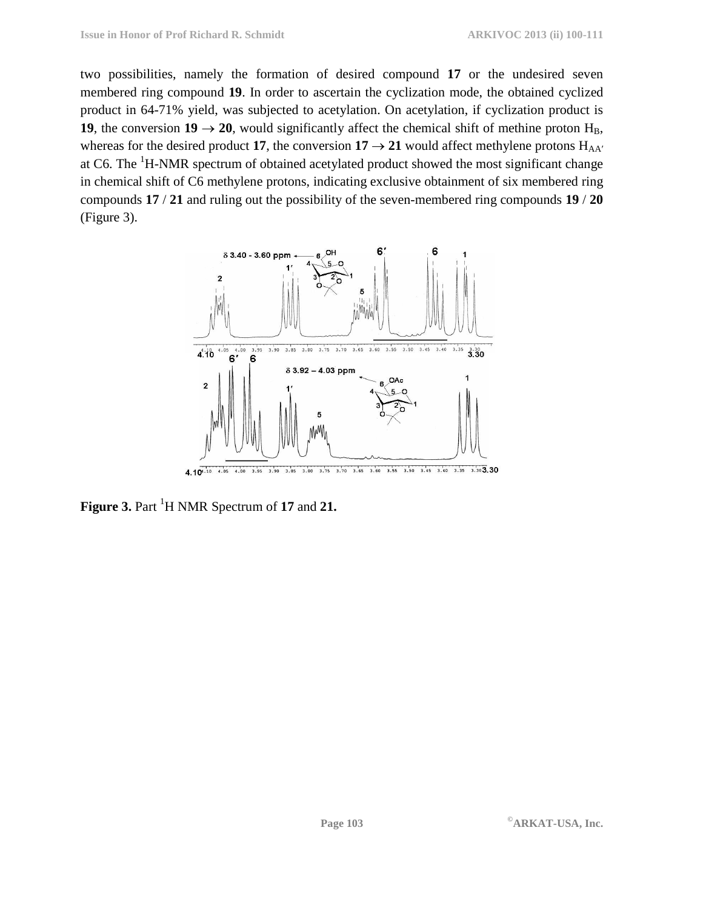two possibilities, namely the formation of desired compound **17** or the undesired seven membered ring compound **19**. In order to ascertain the cyclization mode, the obtained cyclized product in 64-71% yield, was subjected to acetylation. On acetylation, if cyclization product is **19**, the conversion **19** → **20**, would significantly affect the chemical shift of methine proton $H_B$, whereas for the desired product **17**, the conversion **17** → **21** would affect methylene protons $H_{AA'}$ at C6. The $^1$H-NMR spectrum of obtained acetylated product showed the most significant change in chemical shift of C6 methylene protons, indicating exclusive obtainment of six membered ring compounds **17** / **21** and ruling out the possibility of the seven-membered ring compounds **19** / **20** (Figure 3).

**Figure 3.** Part $^1$H NMR Spectrum of **17** and **21.**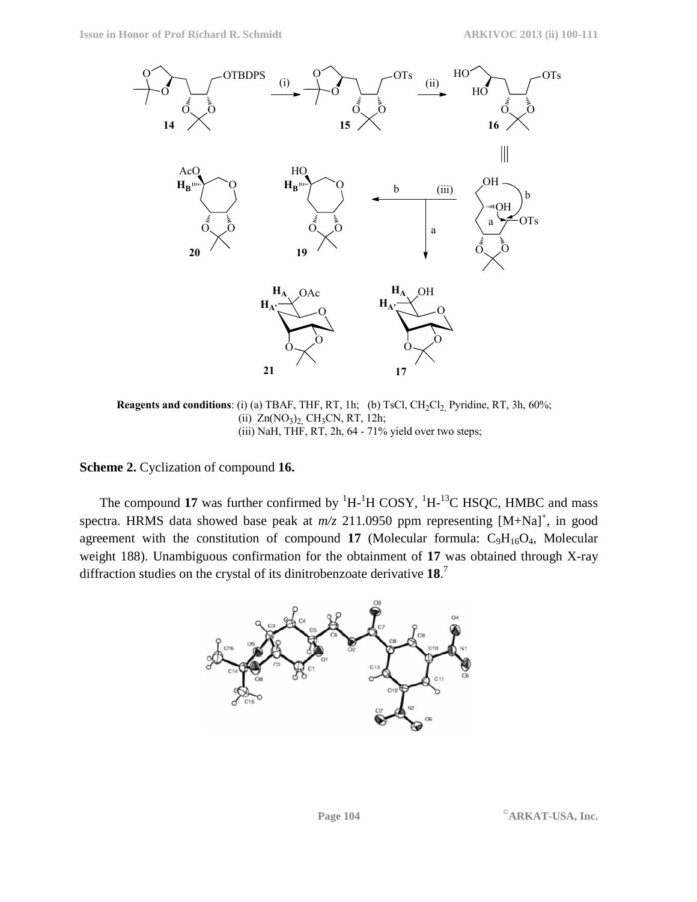**Reagents and conditions**: (i) (a) TBAF, THF, RT, 1h; (b) TsCl, $CH_2Cl_2$, Pyridine, RT, 3h, 60%; (ii) $Zn(NO_3)_2$, $CH_3CN$, RT, 12h; (iii) NaH, THF, RT, 2h, 64 - 71% yield over two steps;

**Scheme 2.** Cyclization of compound **16.**

The compound **17** was further confirmed by $^1H$-$^1H$ COSY, $^1H$-$^{13}C$ HSQC, HMBC and mass spectra. HRMS data showed base peak at *m/z* 211.0950 ppm representing $[M+Na]^+$, in good agreement with the constitution of compound **17** (Molecular formula: $C_9H_{16}O_4$, Molecular weight 188). Unambiguous confirmation for the obtainment of **17** was obtained through X-ray diffraction studies on the crystal of its dinitrobenzoate derivative **18**.[7]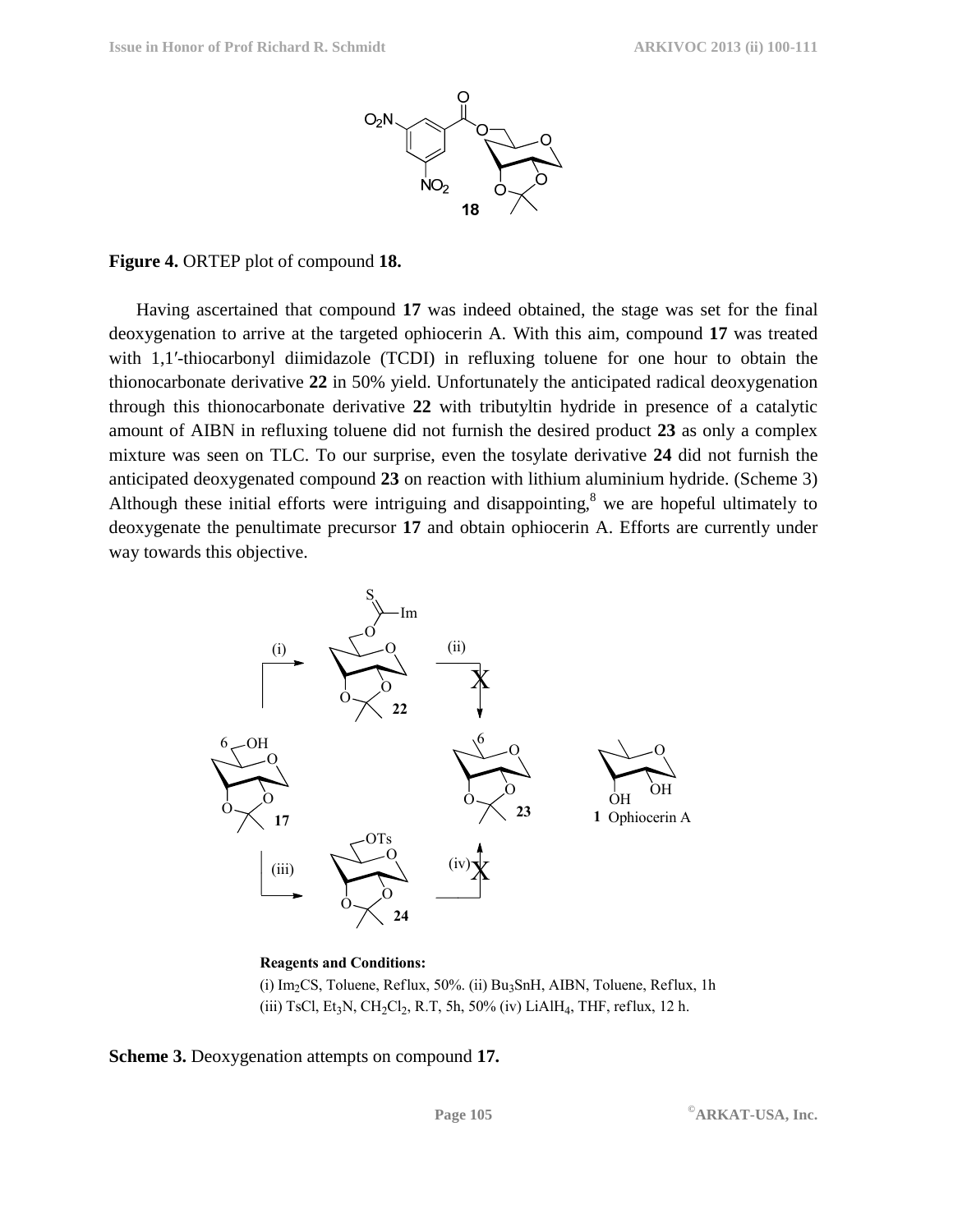**Figure 4.** ORTEP plot of compound **18.**

Having ascertained that compound **17** was indeed obtained, the stage was set for the final deoxygenation to arrive at the targeted ophiocerin A. With this aim, compound **17** was treated with 1,1′-thiocarbonyl diimidazole (TCDI) in refluxing toluene for one hour to obtain the thionocarbonate derivative **22** in 50% yield. Unfortunately the anticipated radical deoxygenation through this thionocarbonate derivative **22** with tributyltin hydride in presence of a catalytic amount of AIBN in refluxing toluene did not furnish the desired product **23** as only a complex mixture was seen on TLC. To our surprise, even the tosylate derivative **24** did not furnish the anticipated deoxygenated compound **23** on reaction with lithium aluminium hydride. (Scheme 3) Although these initial efforts were intriguing and disappointing,[8] we are hopeful ultimately to deoxygenate the penultimate precursor **17** and obtain ophiocerin A. Efforts are currently under way towards this objective.

**Reagents and Conditions:**
(i) $Im_2CS$, Toluene, Reflux, 50%. (ii) $Bu_3SnH$, AIBN, Toluene, Reflux, 1h
(iii) TsCl, $Et_3N$, $CH_2Cl_2$, R.T, 5h, 50% (iv) $LiAlH_4$, THF, reflux, 12 h.

**Scheme 3.** Deoxygenation attempts on compound **17.**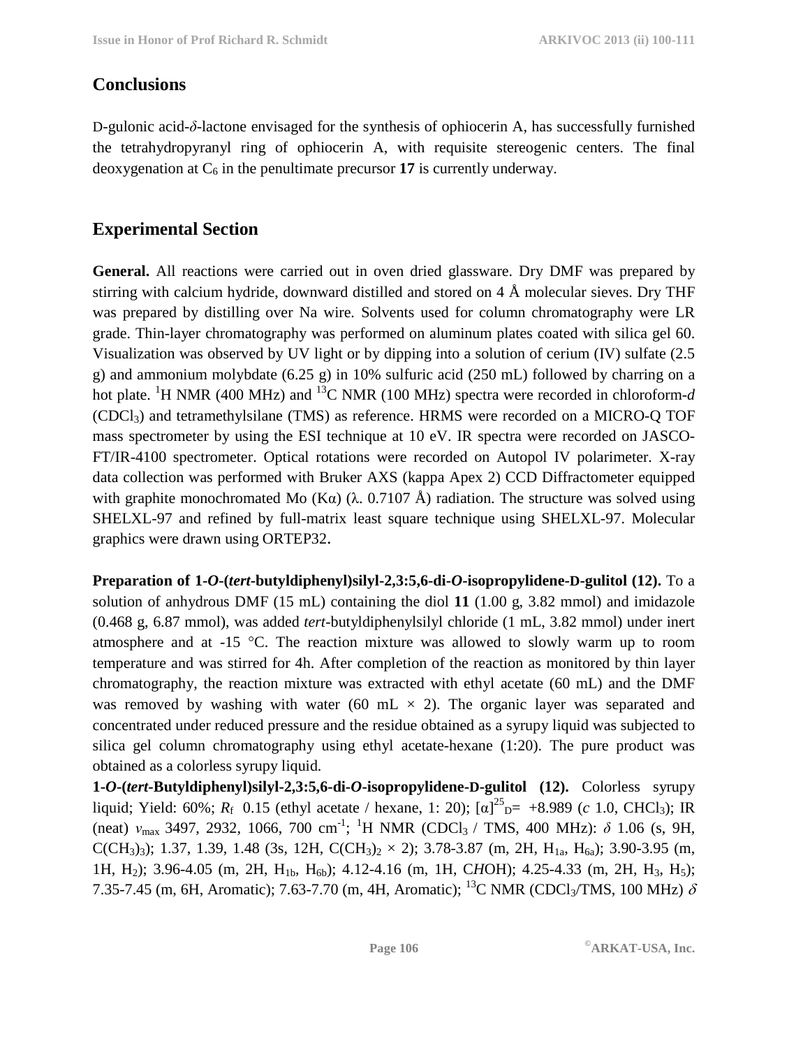## Conclusions

D-gulonic acid-$\delta$-lactone envisaged for the synthesis of ophiocerin A, has successfully furnished the tetrahydropyranyl ring of ophiocerin A, with requisite stereogenic centers. The final deoxygenation at $C_6$ in the penultimate precursor **17** is currently underway.

## Experimental Section

**General.** All reactions were carried out in oven dried glassware. Dry DMF was prepared by stirring with calcium hydride, downward distilled and stored on 4 Å molecular sieves. Dry THF was prepared by distilling over Na wire. Solvents used for column chromatography were LR grade. Thin-layer chromatography was performed on aluminum plates coated with silica gel 60. Visualization was observed by UV light or by dipping into a solution of cerium (IV) sulfate (2.5 g) and ammonium molybdate (6.25 g) in 10% sulfuric acid (250 mL) followed by charring on a hot plate. $^{1}$H NMR (400 MHz) and $^{13}$C NMR (100 MHz) spectra were recorded in chloroform-*d* ($CDCl_3$) and tetramethylsilane (TMS) as reference. HRMS were recorded on a MICRO-Q TOF mass spectrometer by using the ESI technique at 10 eV. IR spectra were recorded on JASCO-FT/IR-4100 spectrometer. Optical rotations were recorded on Autopol IV polarimeter. X-ray data collection was performed with Bruker AXS (kappa Apex 2) CCD Diffractometer equipped with graphite monochromated Mo (Kα) (λ. 0.7107 Å) radiation. The structure was solved using SHELXL-97 and refined by full-matrix least square technique using SHELXL-97. Molecular graphics were drawn using ORTEP32.

**Preparation of 1-*O*-(*tert*-butyldiphenyl)silyl-2,3:5,6-di-*O*-isopropylidene-D-gulitol (12).** To a solution of anhydrous DMF (15 mL) containing the diol **11** (1.00 g, 3.82 mmol) and imidazole (0.468 g, 6.87 mmol), was added *tert*-butyldiphenylsilyl chloride (1 mL, 3.82 mmol) under inert atmosphere and at -15 °C. The reaction mixture was allowed to slowly warm up to room temperature and was stirred for 4h. After completion of the reaction as monitored by thin layer chromatography, the reaction mixture was extracted with ethyl acetate (60 mL) and the DMF was removed by washing with water (60 mL × 2). The organic layer was separated and concentrated under reduced pressure and the residue obtained as a syrupy liquid was subjected to silica gel column chromatography using ethyl acetate-hexane (1:20). The pure product was obtained as a colorless syrupy liquid.

**1-*O*-(*tert*-Butyldiphenyl)silyl-2,3:5,6-di-*O*-isopropylidene-D-gulitol (12).** Colorless syrupy liquid; Yield: 60%; $R_f$ 0.15 (ethyl acetate / hexane, 1: 20); $[\alpha]^{25}_{D}$= +8.989 (*c* 1.0, $CHCl_3$); IR (neat) $\nu_{max}$ 3497, 2932, 1066, 700 cm$^{-1}$; $^{1}$H NMR ($CDCl_3$ / TMS, 400 MHz): $\delta$ 1.06 (s, 9H, $C(CH_3)_3$); 1.37, 1.39, 1.48 (3s, 12H, $C(CH_3)_2 \times 2$); 3.78-3.87 (m, 2H, $H_{1a}$, $H_{6a}$); 3.90-3.95 (m, 1H, $H_2$); 3.96-4.05 (m, 2H, $H_{1b}$, $H_{6b}$); 4.12-4.16 (m, 1H, C*H*OH); 4.25-4.33 (m, 2H, $H_3$, $H_5$); 7.35-7.45 (m, 6H, Aromatic); 7.63-7.70 (m, 4H, Aromatic); $^{13}$C NMR ($CDCl_3$/TMS, 100 MHz) $\delta$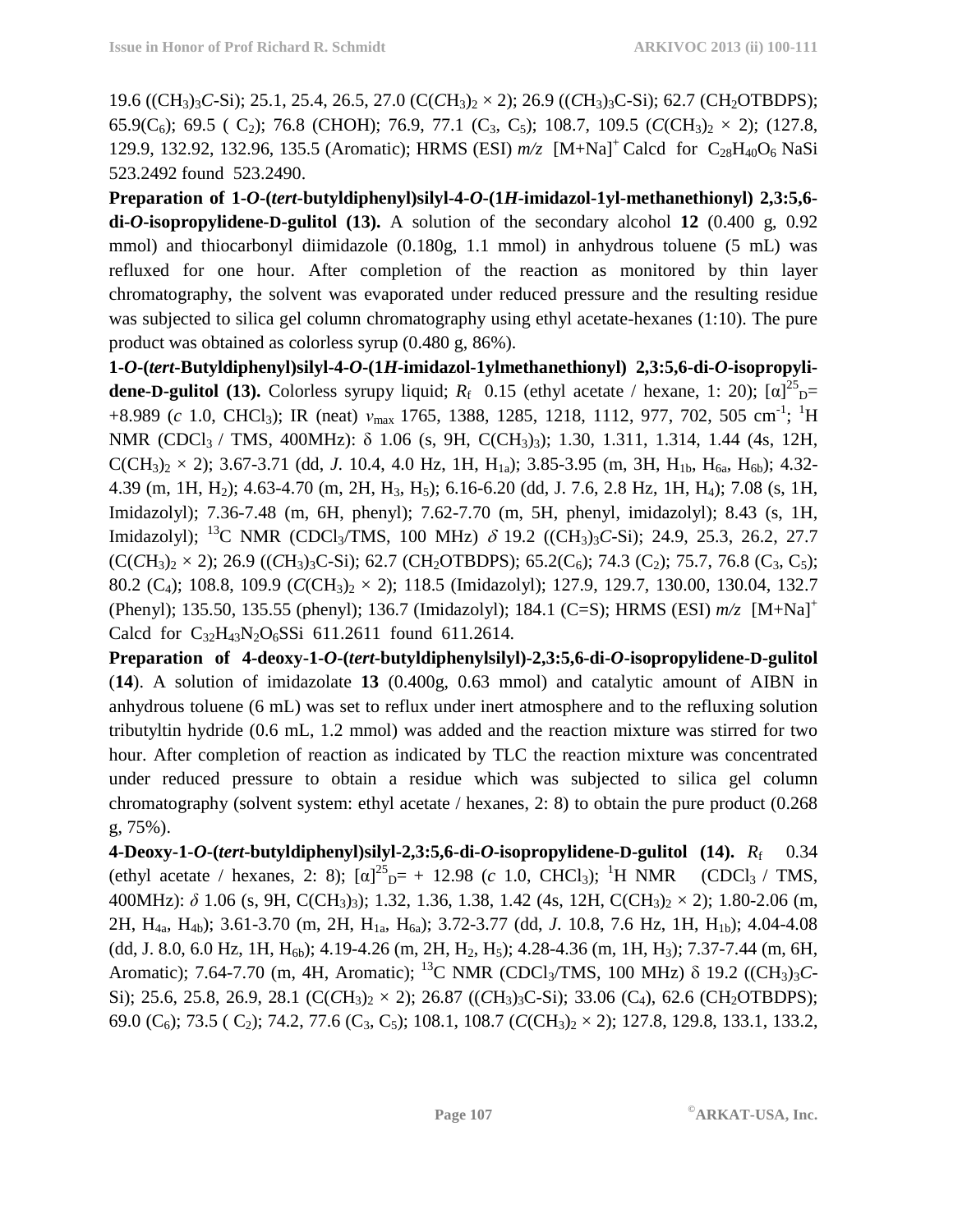19.6 ($(CH_3)_3C$-Si); 25.1, 25.4, 26.5, 27.0 ($C(CH_3)_2 \times 2$); 26.9 ($(CH_3)_3C$-Si); 62.7 ($CH_2$OTBDPS); 65.9($C_6$); 69.5 ( $C_2$); 76.8 (CHOH); 76.9, 77.1 ($C_3$, $C_5$); 108.7, 109.5 ($C(CH_3)_2 \times 2$); (127.8, 129.9, 132.92, 132.96, 135.5 (Aromatic); HRMS (ESI) *m/z* $[M+Na]^+$ Calcd for $C_{28}H_{40}O_6$ NaSi 523.2492 found 523.2490.

**Preparation of 1-*O*-(*tert*-butyldiphenyl)silyl-4-*O*-(1*H*-imidazol-1yl-methanethionyl) 2,3:5,6-di-*O*-isopropylidene-D-gulitol (13).** A solution of the secondary alcohol **12** (0.400 g, 0.92 mmol) and thiocarbonyl diimidazole (0.180g, 1.1 mmol) in anhydrous toluene (5 mL) was refluxed for one hour. After completion of the reaction as monitored by thin layer chromatography, the solvent was evaporated under reduced pressure and the resulting residue was subjected to silica gel column chromatography using ethyl acetate-hexanes (1:10). The pure product was obtained as colorless syrup (0.480 g, 86%).

**1-*O*-(*tert*-Butyldiphenyl)silyl-4-*O*-(1*H*-imidazol-1ylmethanethionyl) 2,3:5,6-di-*O*-isopropylidene-D-gulitol (13).** Colorless syrupy liquid; $R_f$ 0.15 (ethyl acetate / hexane, 1: 20); $[\alpha]^{25}_D$= +8.989 (*c* 1.0, $CHCl_3$); IR (neat) $\nu_{max}$ 1765, 1388, 1285, 1218, 1112, 977, 702, 505 $cm^{-1}$; $^1$H NMR ($CDCl_3$ / TMS, 400MHz): δ 1.06 (s, 9H, $C(CH_3)_3$); 1.30, 1.311, 1.314, 1.44 (4s, 12H, $C(CH_3)_2 \times 2$); 3.67-3.71 (dd, *J*. 10.4, 4.0 Hz, 1H, $H_{1a}$); 3.85-3.95 (m, 3H, $H_{1b}$, $H_{6a}$, $H_{6b}$); 4.32-4.39 (m, 1H, $H_2$); 4.63-4.70 (m, 2H, $H_3$, $H_5$); 6.16-6.20 (dd, J. 7.6, 2.8 Hz, 1H, $H_4$); 7.08 (s, 1H, Imidazolyl); 7.36-7.48 (m, 6H, phenyl); 7.62-7.70 (m, 5H, phenyl, imidazolyl); 8.43 (s, 1H, Imidazolyl); $^{13}$C NMR ($CDCl_3$/TMS, 100 MHz) δ 19.2 ($(CH_3)_3C$-Si); 24.9, 25.3, 26.2, 27.7 ($C(CH_3)_2 \times 2$); 26.9 ($(CH_3)_3C$-Si); 62.7 ($CH_2$OTBDPS); 65.2($C_6$); 74.3 ($C_2$); 75.7, 76.8 ($C_3$, $C_5$); 80.2 ($C_4$); 108.8, 109.9 ($C(CH_3)_2 \times 2$); 118.5 (Imidazolyl); 127.9, 129.7, 130.00, 130.04, 132.7 (Phenyl); 135.50, 135.55 (phenyl); 136.7 (Imidazolyl); 184.1 (C=S); HRMS (ESI) *m/z* $[M+Na]^+$ Calcd for $C_{32}H_{43}N_2O_6SSi$ 611.2611 found 611.2614.

**Preparation of 4-deoxy-1-*O*-(*tert*-butyldiphenylsilyl)-2,3:5,6-di-*O*-isopropylidene-D-gulitol** (**14**). A solution of imidazolate **13** (0.400g, 0.63 mmol) and catalytic amount of AIBN in anhydrous toluene (6 mL) was set to reflux under inert atmosphere and to the refluxing solution tributyltin hydride (0.6 mL, 1.2 mmol) was added and the reaction mixture was stirred for two hour. After completion of reaction as indicated by TLC the reaction mixture was concentrated under reduced pressure to obtain a residue which was subjected to silica gel column chromatography (solvent system: ethyl acetate / hexanes, 2: 8) to obtain the pure product (0.268 g, 75%).

**4-Deoxy-1-*O*-(*tert*-butyldiphenyl)silyl-2,3:5,6-di-*O*-isopropylidene-D-gulitol (14).** $R_f$ 0.34 (ethyl acetate / hexanes, 2: 8); $[\alpha]^{25}_D$= + 12.98 (*c* 1.0, $CHCl_3$); $^1$H NMR ($CDCl_3$ / TMS, 400MHz): δ 1.06 (s, 9H, $C(CH_3)_3$); 1.32, 1.36, 1.38, 1.42 (4s, 12H, $C(CH_3)_2 \times 2$); 1.80-2.06 (m, 2H, $H_{4a}$, $H_{4b}$); 3.61-3.70 (m, 2H, $H_{1a}$, $H_{6a}$); 3.72-3.77 (dd, *J*. 10.8, 7.6 Hz, 1H, $H_{1b}$); 4.04-4.08 (dd, J. 8.0, 6.0 Hz, 1H, $H_{6b}$); 4.19-4.26 (m, 2H, $H_2$, $H_5$); 4.28-4.36 (m, 1H, $H_3$); 7.37-7.44 (m, 6H, Aromatic); 7.64-7.70 (m, 4H, Aromatic); $^{13}$C NMR ($CDCl_3$/TMS, 100 MHz) δ 19.2 ($(CH_3)_3C$-Si); 25.6, 25.8, 26.9, 28.1 ($C(CH_3)_2 \times 2$); 26.87 ($(CH_3)_3C$-Si); 33.06 ($C_4$), 62.6 ($CH_2$OTBDPS); 69.0 ($C_6$); 73.5 ( $C_2$); 74.2, 77.6 ($C_3$, $C_5$); 108.1, 108.7 ($C(CH_3)_2 \times 2$); 127.8, 129.8, 133.1, 133.2,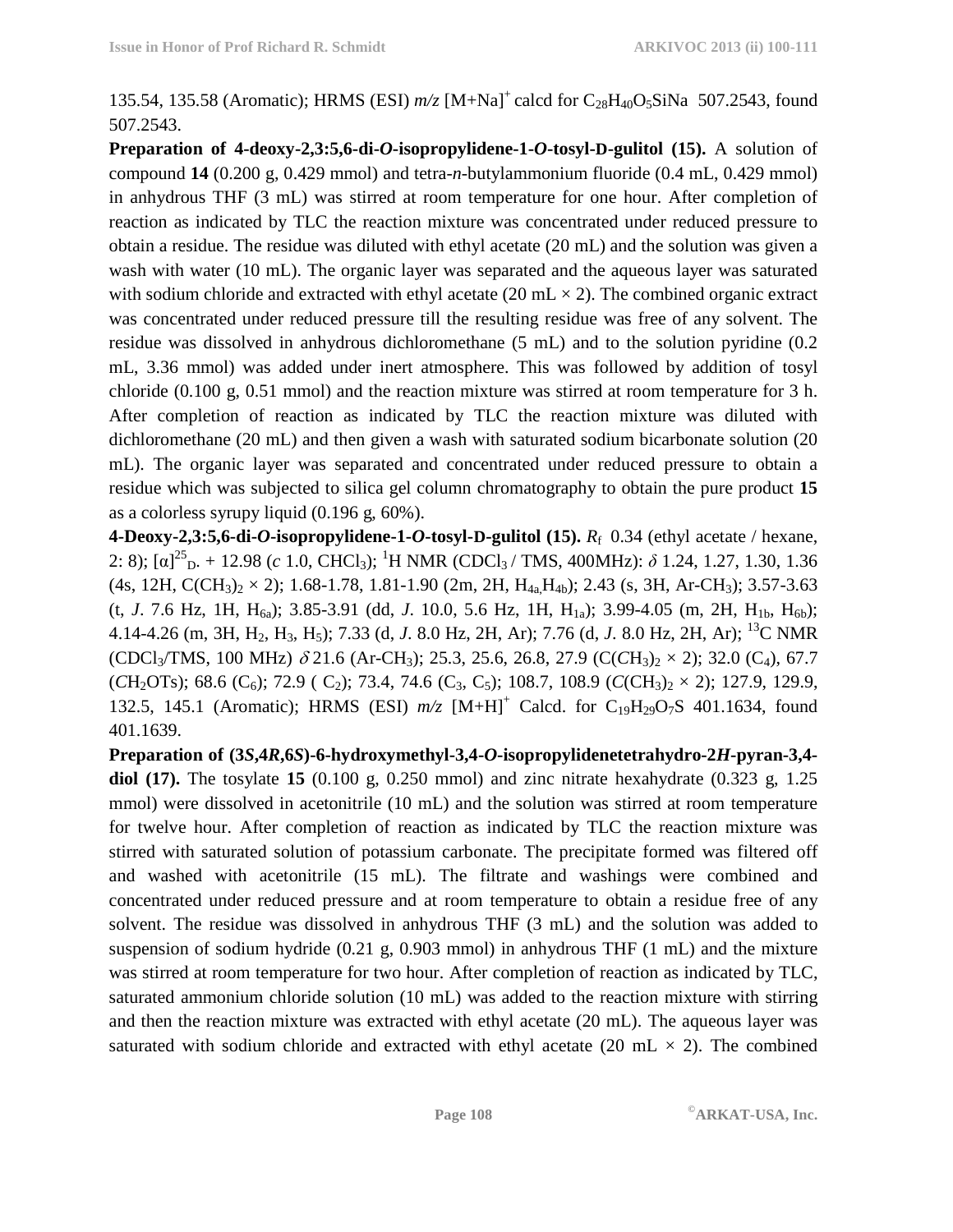135.54, 135.58 (Aromatic); HRMS (ESI) *m/z* $[M+Na]^+$ calcd for $C_{28}H_{40}O_5SiNa$ 507.2543, found 507.2543.

**Preparation of 4-deoxy-2,3:5,6-di-*O*-isopropylidene-1-*O*-tosyl-D-gulitol (15).** A solution of compound **14** (0.200 g, 0.429 mmol) and tetra-*n*-butylammonium fluoride (0.4 mL, 0.429 mmol) in anhydrous THF (3 mL) was stirred at room temperature for one hour. After completion of reaction as indicated by TLC the reaction mixture was concentrated under reduced pressure to obtain a residue. The residue was diluted with ethyl acetate (20 mL) and the solution was given a wash with water (10 mL). The organic layer was separated and the aqueous layer was saturated with sodium chloride and extracted with ethyl acetate (20 mL × 2). The combined organic extract was concentrated under reduced pressure till the resulting residue was free of any solvent. The residue was dissolved in anhydrous dichloromethane (5 mL) and to the solution pyridine (0.2 mL, 3.36 mmol) was added under inert atmosphere. This was followed by addition of tosyl chloride (0.100 g, 0.51 mmol) and the reaction mixture was stirred at room temperature for 3 h. After completion of reaction as indicated by TLC the reaction mixture was diluted with dichloromethane (20 mL) and then given a wash with saturated sodium bicarbonate solution (20 mL). The organic layer was separated and concentrated under reduced pressure to obtain a residue which was subjected to silica gel column chromatography to obtain the pure product **15** as a colorless syrupy liquid (0.196 g, 60%).

**4-Deoxy-2,3:5,6-di-*O*-isopropylidene-1-*O*-tosyl-D-gulitol (15).** $R_f$ 0.34 (ethyl acetate / hexane, 2: 8); $[\alpha]^{25}_{D}$. + 12.98 (*c* 1.0, $CHCl_3$); $^1H$ NMR ($CDCl_3$ / TMS, 400MHz): $\delta$ 1.24, 1.27, 1.30, 1.36 (4s, 12H, $C(CH_3)_2 \times 2$); 1.68-1.78, 1.81-1.90 (2m, 2H, $H_{4a,}H_{4b}$); 2.43 (s, 3H, Ar-$CH_3$); 3.57-3.63 (t, *J*. 7.6 Hz, 1H, $H_{6a}$); 3.85-3.91 (dd, *J*. 10.0, 5.6 Hz, 1H, $H_{1a}$); 3.99-4.05 (m, 2H, $H_{1b}$, $H_{6b}$); 4.14-4.26 (m, 3H, $H_2$, $H_3$, $H_5$); 7.33 (d, *J*. 8.0 Hz, 2H, Ar); 7.76 (d, *J*. 8.0 Hz, 2H, Ar); $^{13}C$ NMR ($CDCl_3$/TMS, 100 MHz) $\delta$ 21.6 (Ar-$CH_3$); 25.3, 25.6, 26.8, 27.9 ($C(CH_3)_2 \times 2$); 32.0 ($C_4$), 67.7 ($CH_2$OTs); 68.6 ($C_6$); 72.9 ( $C_2$); 73.4, 74.6 ($C_3$, $C_5$); 108.7, 108.9 ($C(CH_3)_2 \times 2$); 127.9, 129.9, 132.5, 145.1 (Aromatic); HRMS (ESI) *m/z* $[M+H]^+$ Calcd. for $C_{19}H_{29}O_7S$ 401.1634, found 401.1639.

**Preparation of (3*S*,4*R*,6*S*)-6-hydroxymethyl-3,4-*O*-isopropylidenetetrahydro-2*H*-pyran-3,4-diol (17).** The tosylate **15** (0.100 g, 0.250 mmol) and zinc nitrate hexahydrate (0.323 g, 1.25 mmol) were dissolved in acetonitrile (10 mL) and the solution was stirred at room temperature for twelve hour. After completion of reaction as indicated by TLC the reaction mixture was stirred with saturated solution of potassium carbonate. The precipitate formed was filtered off and washed with acetonitrile (15 mL). The filtrate and washings were combined and concentrated under reduced pressure and at room temperature to obtain a residue free of any solvent. The residue was dissolved in anhydrous THF (3 mL) and the solution was added to suspension of sodium hydride (0.21 g, 0.903 mmol) in anhydrous THF (1 mL) and the mixture was stirred at room temperature for two hour. After completion of reaction as indicated by TLC, saturated ammonium chloride solution (10 mL) was added to the reaction mixture with stirring and then the reaction mixture was extracted with ethyl acetate (20 mL). The aqueous layer was saturated with sodium chloride and extracted with ethyl acetate (20 mL × 2). The combined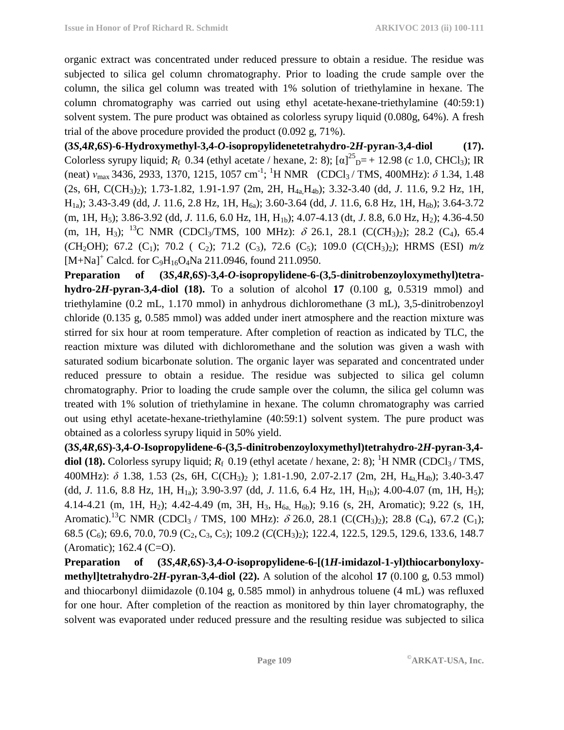organic extract was concentrated under reduced pressure to obtain a residue. The residue was subjected to silica gel column chromatography. Prior to loading the crude sample over the column, the silica gel column was treated with 1% solution of triethylamine in hexane. The column chromatography was carried out using ethyl acetate-hexane-triethylamine (40:59:1) solvent system. The pure product was obtained as colorless syrupy liquid (0.080g, 64%). A fresh trial of the above procedure provided the product (0.092 g, 71%).

**(3*S*,4*R*,6*S*)-6-Hydroxymethyl-3,4-*O*-isopropylidenetetrahydro-2*H*-pyran-3,4-diol (17).** Colorless syrupy liquid; $R_f$ 0.34 (ethyl acetate / hexane, 2: 8); $[\alpha]^{25}_{D}$= + 12.98 (*c* 1.0, $CHCl_3$); IR (neat) $\nu_{max}$ 3436, 2933, 1370, 1215, 1057 $cm^{-1}$; $^1H$ NMR ($CDCl_3$ / TMS, 400MHz): $\delta$ 1.34, 1.48 (2s, 6H, $C(CH_3)_2$); 1.73-1.82, 1.91-1.97 (2m, 2H, $H_{4a,}H_{4b}$); 3.32-3.40 (dd, *J*. 11.6, 9.2 Hz, 1H, $H_{1a}$); 3.43-3.49 (dd, *J*. 11.6, 2.8 Hz, 1H, $H_{6a}$); 3.60-3.64 (dd, *J*. 11.6, 6.8 Hz, 1H, $H_{6b}$); 3.64-3.72 (m, 1H, $H_5$); 3.86-3.92 (dd, *J*. 11.6, 6.0 Hz, 1H, $H_{1b}$); 4.07-4.13 (dt, *J*. 8.8, 6.0 Hz, $H_2$); 4.36-4.50 (m, 1H, $H_3$); $^{13}C$ NMR ($CDCl_3$/TMS, 100 MHz): $\delta$ 26.1, 28.1 ($C(CH_3)_2$); 28.2 ($C_4$), 65.4 ($CH_2OH$); 67.2 ($C_1$); 70.2 ( $C_2$); 71.2 ($C_3$), 72.6 ($C_5$); 109.0 ($C(CH_3)_2$); HRMS (ESI) *m/z* $[M+Na]^+$ Calcd. for $C_9H_{16}O_4Na$ 211.0946, found 211.0950.

**Preparation of (3*S*,4*R*,6*S*)-3,4-*O*-isopropylidene-6-(3,5-dinitrobenzoyloxymethyl)tetrahydro-2*H*-pyran-3,4-diol (18).** To a solution of alcohol **17** (0.100 g, 0.5319 mmol) and triethylamine (0.2 mL, 1.170 mmol) in anhydrous dichloromethane (3 mL), 3,5-dinitrobenzoyl chloride (0.135 g, 0.585 mmol) was added under inert atmosphere and the reaction mixture was stirred for six hour at room temperature. After completion of reaction as indicated by TLC, the reaction mixture was diluted with dichloromethane and the solution was given a wash with saturated sodium bicarbonate solution. The organic layer was separated and concentrated under reduced pressure to obtain a residue. The residue was subjected to silica gel column chromatography. Prior to loading the crude sample over the column, the silica gel column was treated with 1% solution of triethylamine in hexane. The column chromatography was carried out using ethyl acetate-hexane-triethylamine (40:59:1) solvent system. The pure product was obtained as a colorless syrupy liquid in 50% yield.

**(3*S*,4*R*,6*S*)-3,4-*O*-Isopropylidene-6-(3,5-dinitrobenzoyloxymethyl)tetrahydro-2*H*-pyran-3,4-diol (18).** Colorless syrupy liquid; $R_f$ 0.19 (ethyl acetate / hexane, 2: 8); $^1H$ NMR ($CDCl_3$ / TMS, 400MHz): $\delta$ 1.38, 1.53 (2s, 6H, $C(CH_3)_2$ ); 1.81-1.90, 2.07-2.17 (2m, 2H, $H_{4a,}H_{4b}$); 3.40-3.47 (dd, *J*. 11.6, 8.8 Hz, 1H, $H_{1a}$); 3.90-3.97 (dd, *J*. 11.6, 6.4 Hz, 1H, $H_{1b}$); 4.00-4.07 (m, 1H, $H_5$); 4.14-4.21 (m, 1H, $H_2$); 4.42-4.49 (m, 3H, $H_3$, $H_{6a,}$ $H_{6b}$); 9.16 (s, 2H, Aromatic); 9.22 (s, 1H, Aromatic).$^{13}C$ NMR ($CDCl_3$ / TMS, 100 MHz): $\delta$ 26.0, 28.1 ($C(CH_3)_2$); 28.8 ($C_4$), 67.2 ($C_1$); 68.5 ($C_6$); 69.6, 70.0, 70.9 ($C_2$, $C_3$, $C_5$); 109.2 ($C(CH_3)_2$); 122.4, 122.5, 129.5, 129.6, 133.6, 148.7 (Aromatic); 162.4 (C=O).

**Preparation of (3*S*,4*R*,6*S*)-3,4-*O*-isopropylidene-6-[(1*H*-imidazol-1-yl)thiocarbonyloxymethyl]tetrahydro-2*H*-pyran-3,4-diol (22).** A solution of the alcohol **17** (0.100 g, 0.53 mmol) and thiocarbonyl diimidazole (0.104 g, 0.585 mmol) in anhydrous toluene (4 mL) was refluxed for one hour. After completion of the reaction as monitored by thin layer chromatography, the solvent was evaporated under reduced pressure and the resulting residue was subjected to silica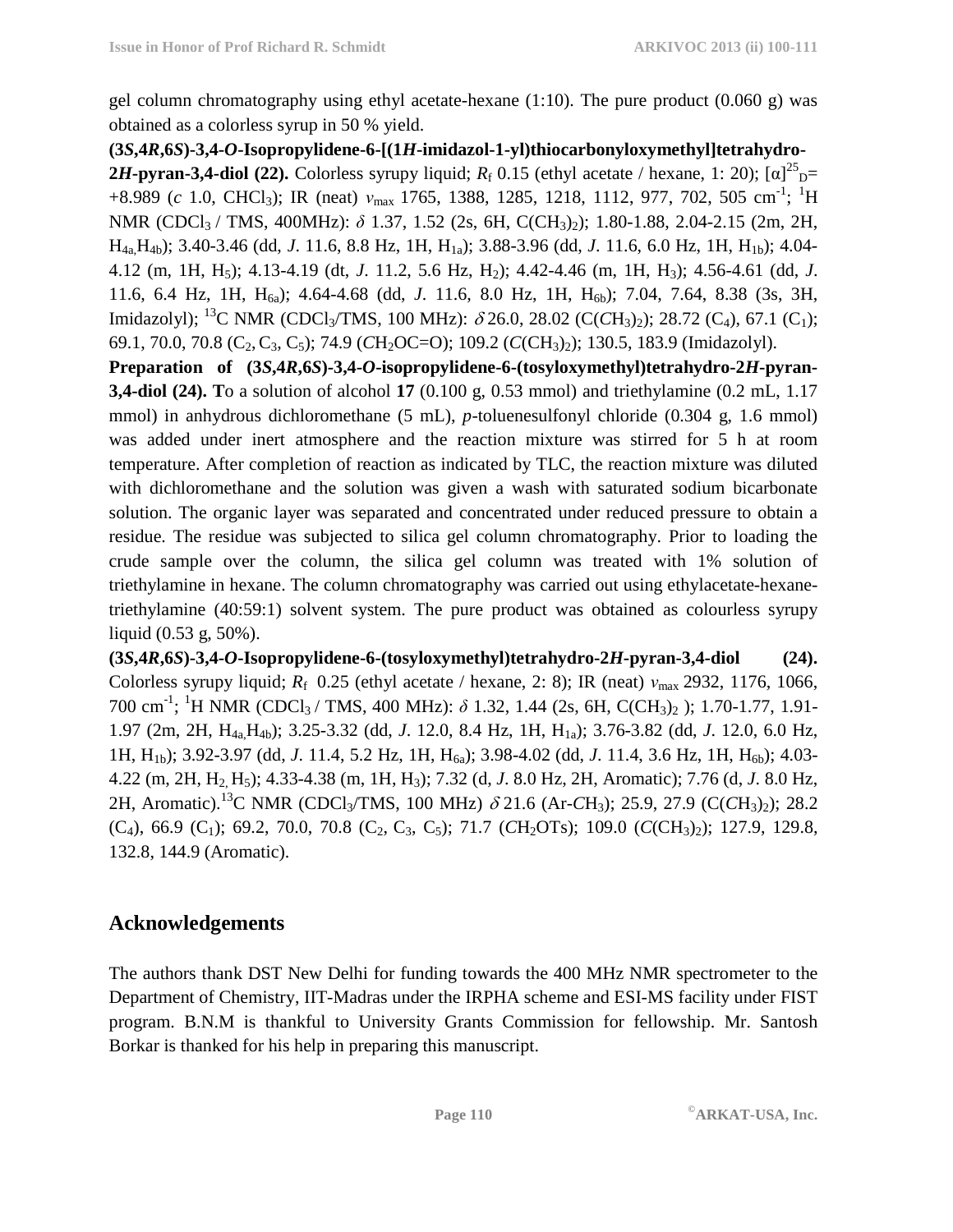gel column chromatography using ethyl acetate-hexane (1:10). The pure product (0.060 g) was obtained as a colorless syrup in 50 % yield.

**(3*S*,4*R*,6*S*)-3,4-*O*-Isopropylidene-6-[(1*H*-imidazol-1-yl)thiocarbonyloxymethyl]tetrahydro-2*H*-pyran-3,4-diol (22).** Colorless syrupy liquid; $R_f$ 0.15 (ethyl acetate / hexane, 1: 20); $[\alpha]^{25}_{D}$= +8.989 (*c* 1.0, $CHCl_3$); IR (neat) $\nu_{max}$ 1765, 1388, 1285, 1218, 1112, 977, 702, 505 $cm^{-1}$; $^1H$ NMR ($CDCl_3$ / TMS, 400MHz): $\delta$ 1.37, 1.52 (2s, 6H, $C(CH_3)_2$); 1.80-1.88, 2.04-2.15 (2m, 2H, $H_{4a,}H_{4b}$); 3.40-3.46 (dd, *J*. 11.6, 8.8 Hz, 1H, $H_{1a}$); 3.88-3.96 (dd, *J*. 11.6, 6.0 Hz, 1H, $H_{1b}$); 4.04-4.12 (m, 1H, $H_5$); 4.13-4.19 (dt, *J*. 11.2, 5.6 Hz, $H_2$); 4.42-4.46 (m, 1H, $H_3$); 4.56-4.61 (dd, *J*. 11.6, 6.4 Hz, 1H, $H_{6a}$); 4.64-4.68 (dd, *J*. 11.6, 8.0 Hz, 1H, $H_{6b}$); 7.04, 7.64, 8.38 (3s, 3H, Imidazolyl); $^{13}C$ NMR ($CDCl_3$/TMS, 100 MHz): $\delta$ 26.0, 28.02 ($C(CH_3)_2$); 28.72 ($C_4$), 67.1 ($C_1$); 69.1, 70.0, 70.8 ($C_2$, $C_3$, $C_5$); 74.9 ($CH_2OC$=O); 109.2 ($C(CH_3)_2$); 130.5, 183.9 (Imidazolyl).

**Preparation of (3*S*,4*R*,6*S*)-3,4-*O*-isopropylidene-6-(tosyloxymethyl)tetrahydro-2*H*-pyran-3,4-diol (24).** To a solution of alcohol **17** (0.100 g, 0.53 mmol) and triethylamine (0.2 mL, 1.17 mmol) in anhydrous dichloromethane (5 mL), *p*-toluenesulfonyl chloride (0.304 g, 1.6 mmol) was added under inert atmosphere and the reaction mixture was stirred for 5 h at room temperature. After completion of reaction as indicated by TLC, the reaction mixture was diluted with dichloromethane and the solution was given a wash with saturated sodium bicarbonate solution. The organic layer was separated and concentrated under reduced pressure to obtain a residue. The residue was subjected to silica gel column chromatography. Prior to loading the crude sample over the column, the silica gel column was treated with 1% solution of triethylamine in hexane. The column chromatography was carried out using ethylacetate-hexane-triethylamine (40:59:1) solvent system. The pure product was obtained as colourless syrupy liquid (0.53 g, 50%).

**(3*S*,4*R*,6*S*)-3,4-*O*-Isopropylidene-6-(tosyloxymethyl)tetrahydro-2*H*-pyran-3,4-diol (24).** Colorless syrupy liquid; $R_f$ 0.25 (ethyl acetate / hexane, 2: 8); IR (neat) $\nu_{max}$ 2932, 1176, 1066, 700 $cm^{-1}$; $^1H$ NMR ($CDCl_3$ / TMS, 400 MHz): $\delta$ 1.32, 1.44 (2s, 6H, $C(CH_3)_2$ ); 1.70-1.77, 1.91-1.97 (2m, 2H, $H_{4a,}H_{4b}$); 3.25-3.32 (dd, *J*. 12.0, 8.4 Hz, 1H, $H_{1a}$); 3.76-3.82 (dd, *J*. 12.0, 6.0 Hz, 1H, $H_{1b}$); 3.92-3.97 (dd, *J*. 11.4, 5.2 Hz, 1H, $H_{6a}$); 3.98-4.02 (dd, *J*. 11.4, 3.6 Hz, 1H, $H_{6b}$); 4.03-4.22 (m, 2H, $H_{2,}$ $H_5$); 4.33-4.38 (m, 1H, $H_3$); 7.32 (d, *J*. 8.0 Hz, 2H, Aromatic); 7.76 (d, *J*. 8.0 Hz, 2H, Aromatic).$^{13}C$ NMR ($CDCl_3$/TMS, 100 MHz) $\delta$ 21.6 (Ar-$CH_3$); 25.9, 27.9 ($C(CH_3)_2$); 28.2 ($C_4$), 66.9 ($C_1$); 69.2, 70.0, 70.8 ($C_2$, $C_3$, $C_5$); 71.7 ($CH_2OTs$); 109.0 ($C(CH_3)_2$); 127.9, 129.8, 132.8, 144.9 (Aromatic).

## Acknowledgements

The authors thank DST New Delhi for funding towards the 400 MHz NMR spectrometer to the Department of Chemistry, IIT-Madras under the IRPHA scheme and ESI-MS facility under FIST program. B.N.M is thankful to University Grants Commission for fellowship. Mr. Santosh Borkar is thanked for his help in preparing this manuscript.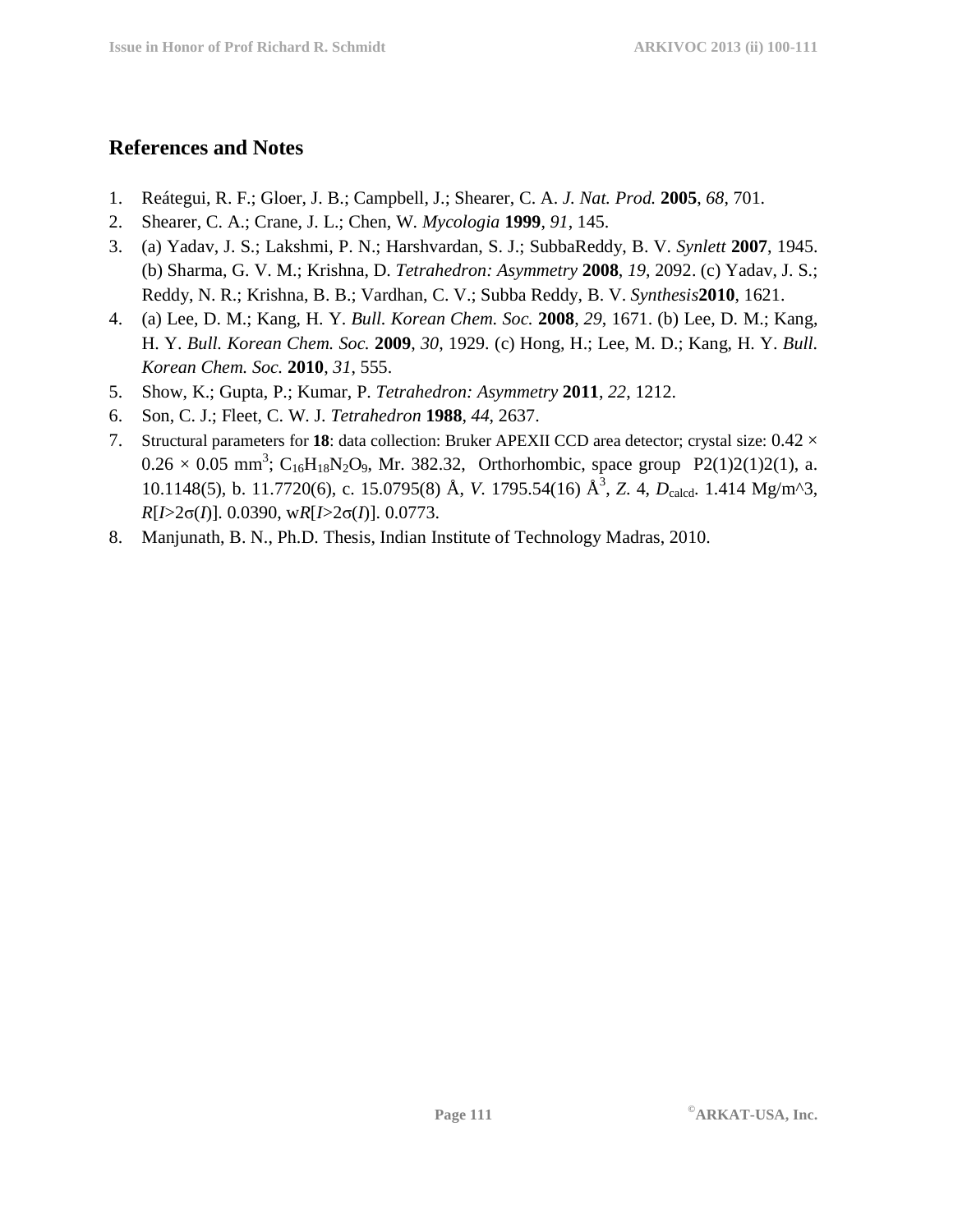## References and Notes

1. Reátegui, R. F.; Gloer, J. B.; Campbell, J.; Shearer, C. A. *J. Nat. Prod.* **2005**, *68*, 701.
2. Shearer, C. A.; Crane, J. L.; Chen, W. *Mycologia* **1999**, *91*, 145.
3. (a) Yadav, J. S.; Lakshmi, P. N.; Harshvardan, S. J.; SubbaReddy, B. V. *Synlett* **2007**, 1945. (b) Sharma, G. V. M.; Krishna, D. *Tetrahedron: Asymmetry* **2008**, *19*, 2092. (c) Yadav, J. S.; Reddy, N. R.; Krishna, B. B.; Vardhan, C. V.; Subba Reddy, B. V. *Synthesis* **2010**, 1621.
4. (a) Lee, D. M.; Kang, H. Y. *Bull. Korean Chem. Soc.* **2008**, *29*, 1671. (b) Lee, D. M.; Kang, H. Y. *Bull. Korean Chem. Soc.* **2009**, *30*, 1929. (c) Hong, H.; Lee, M. D.; Kang, H. Y. *Bull. Korean Chem. Soc.* **2010**, *31*, 555.
5. Show, K.; Gupta, P.; Kumar, P. *Tetrahedron: Asymmetry* **2011**, *22*, 1212.
6. Son, C. J.; Fleet, C. W. J. *Tetrahedron* **1988**, *44*, 2637.
7. Structural parameters for **18**: data collection: Bruker APEXII CCD area detector; crystal size: 0.42 × 0.26 × 0.05 $mm^3$; $C_{16}H_{18}N_2O_9$, Mr. 382.32, Orthorhombic, space group P2(1)2(1)2(1), a. 10.1148(5), b. 11.7720(6), c. 15.0795(8) Å, *V*. 1795.54(16) $Å^3$, *Z*. 4, $D_{calcd}$. 1.414 Mg/m^3, $R[I>2\sigma(I)]$. 0.0390, $wR[I>2\sigma(I)]$. 0.0773.
8. Manjunath, B. N., Ph.D. Thesis, Indian Institute of Technology Madras, 2010.